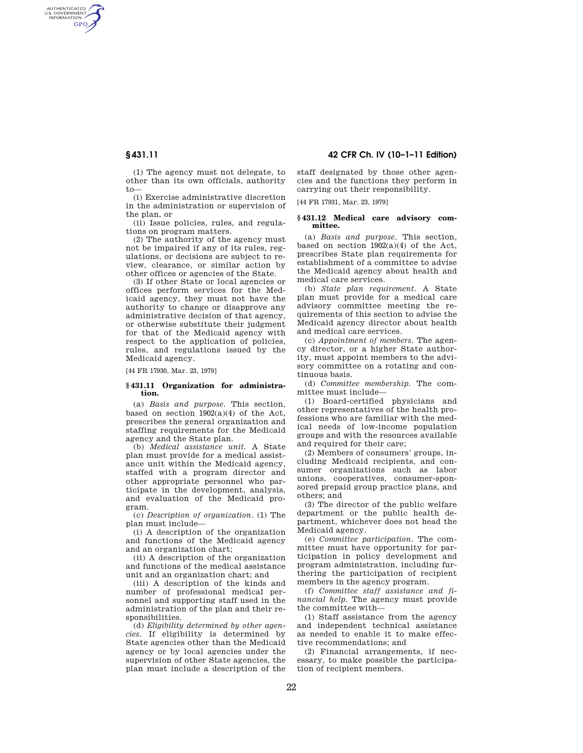(1) The agency must not delegate, to other than its own officials, authority to—

(i) Exercise administrative discretion in the administration or supervision of the plan, or

(ii) Issue policies, rules, and regulations on program matters.

(2) The authority of the agency must not be impaired if any of its rules, regulations, or decisions are subject to review, clearance, or similar action by other offices or agencies of the State.

(3) If other State or local agencies or offices perform services for the Medicaid agency, they must not have the authority to change or disapprove any administrative decision of that agency, or otherwise substitute their judgment for that of the Medicaid agency with respect to the application of policies, rules, and regulations issued by the Medicaid agency.

[44 FR 17930, Mar. 23, 1979]

### § 431.11 Organization for administration.

(a) *Basis and purpose.* This section, based on section 1902(a)(4) of the Act, prescribes the general organization and staffing requirements for the Medicaid agency and the State plan.

(b) *Medical assistance unit.* A State plan must provide for a medical assistance unit within the Medicaid agency, staffed with a program director and other appropriate personnel who participate in the development, analysis, and evaluation of the Medicaid program.

(c) *Description of organization.* (1) The plan must include—

(i) A description of the organization and functions of the Medicaid agency and an organization chart;

(ii) A description of the organization and functions of the medical assistance unit and an organization chart; and

(iii) A description of the kinds and number of professional medical personnel and supporting staff used in the administration of the plan and their responsibilities.

(d) *Eligibility determined by other agencies.* If eligibility is determined by State agencies other than the Medicaid agency or by local agencies under the supervision of other State agencies, the plan must include a description of the staff designated by those other agencies and the functions they perform in carrying out their responsibility.

[44 FR 17931, Mar. 23, 1979]

### § 431.12 Medical care advisory committee.

(a) *Basis and purpose.* This section, based on section 1902(a)(4) of the Act, prescribes State plan requirements for establishment of a committee to advise the Medicaid agency about health and medical care services.

(b) *State plan requirement.* A State plan must provide for a medical care advisory committee meeting the requirements of this section to advise the Medicaid agency director about health and medical care services.

(c) *Appointment of members.* The agency director, or a higher State authority, must appoint members to the advisory committee on a rotating and continuous basis.

(d) *Committee membership.* The committee must include—

(1) Board-certified physicians and other representatives of the health professions who are familiar with the medical needs of low-income population groups and with the resources available and required for their care;

(2) Members of consumers' groups, including Medicaid recipients, and consumer organizations such as labor unions, cooperatives, consumer-sponsored prepaid group practice plans, and others; and

(3) The director of the public welfare department or the public health department, whichever does not head the Medicaid agency.

(e) *Committee participation.* The committee must have opportunity for participation in policy development and program administration, including furthering the participation of recipient members in the agency program.

(f) *Committee staff assistance and financial help.* The agency must provide the committee with—

(1) Staff assistance from the agency and independent technical assistance as needed to enable it to make effective recommendations; and

(2) Financial arrangements, if necessary, to make possible the participation of recipient members.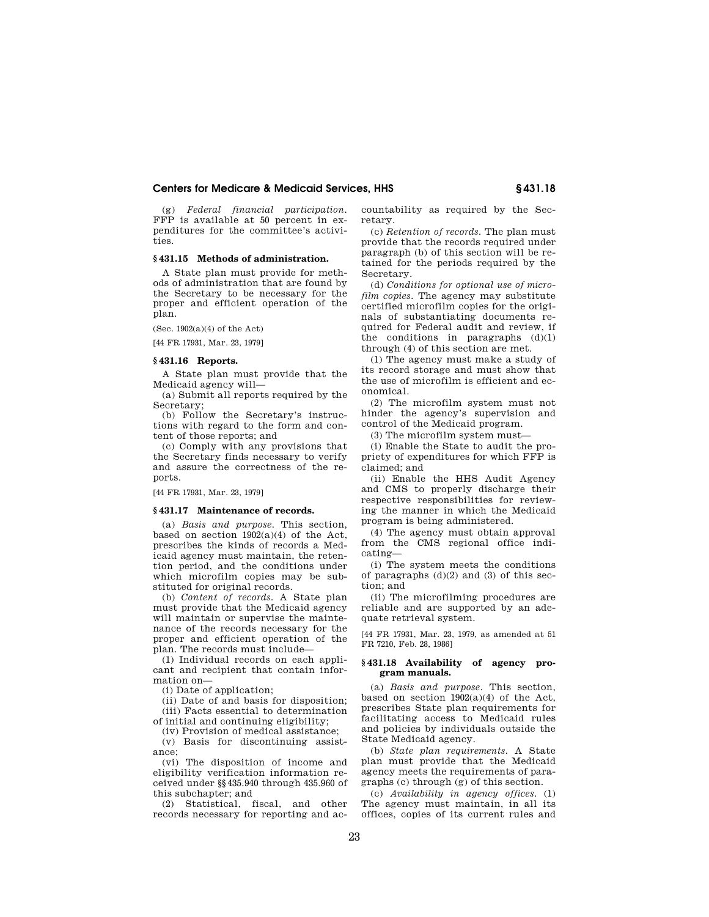(g) *Federal financial participation.* FFP is available at 50 percent in expenditures for the committee's activities.

### § 431.15 Methods of administration.

A State plan must provide for methods of administration that are found by the Secretary to be necessary for the proper and efficient operation of the plan.

(Sec. 1902(a)(4) of the Act)

[44 FR 17931, Mar. 23, 1979]

### § 431.16 Reports.

A State plan must provide that the Medicaid agency will—

(a) Submit all reports required by the Secretary;

(b) Follow the Secretary's instructions with regard to the form and content of those reports; and

(c) Comply with any provisions that the Secretary finds necessary to verify and assure the correctness of the reports.

[44 FR 17931, Mar. 23, 1979]

### § 431.17 Maintenance of records.

(a) *Basis and purpose.* This section, based on section 1902(a)(4) of the Act, prescribes the kinds of records a Medicaid agency must maintain, the retention period, and the conditions under which microfilm copies may be substituted for original records.

(b) *Content of records.* A State plan must provide that the Medicaid agency will maintain or supervise the maintenance of the records necessary for the proper and efficient operation of the plan. The records must include—

(1) Individual records on each applicant and recipient that contain information on—

(i) Date of application;

(ii) Date of and basis for disposition;

(iii) Facts essential to determination of initial and continuing eligibility;

(iv) Provision of medical assistance;

(v) Basis for discontinuing assistance;

(vi) The disposition of income and eligibility verification information received under §§ 435.940 through 435.960 of this subchapter; and

(2) Statistical, fiscal, and other records necessary for reporting and accountability as required by the Secretary.

(c) *Retention of records.* The plan must provide that the records required under paragraph (b) of this section will be retained for the periods required by the Secretary.

(d) *Conditions for optional use of microfilm copies.* The agency may substitute certified microfilm copies for the originals of substantiating documents required for Federal audit and review, if the conditions in paragraphs (d)(1) through (4) of this section are met.

(1) The agency must make a study of its record storage and must show that the use of microfilm is efficient and economical.

(2) The microfilm system must not hinder the agency's supervision and control of the Medicaid program.

(3) The microfilm system must—

(i) Enable the State to audit the propriety of expenditures for which FFP is claimed; and

(ii) Enable the HHS Audit Agency and CMS to properly discharge their respective responsibilities for reviewing the manner in which the Medicaid program is being administered.

(4) The agency must obtain approval from the CMS regional office indicating—

(i) The system meets the conditions of paragraphs (d)(2) and (3) of this section; and

(ii) The microfilming procedures are reliable and are supported by an adequate retrieval system.

[44 FR 17931, Mar. 23, 1979, as amended at 51 FR 7210, Feb. 28, 1986]

### § 431.18 Availability of agency program manuals.

(a) *Basis and purpose.* This section, based on section 1902(a)(4) of the Act, prescribes State plan requirements for facilitating access to Medicaid rules and policies by individuals outside the State Medicaid agency.

(b) *State plan requirements.* A State plan must provide that the Medicaid agency meets the requirements of paragraphs (c) through (g) of this section.

(c) *Availability in agency offices.* (1) The agency must maintain, in all its offices, copies of its current rules and